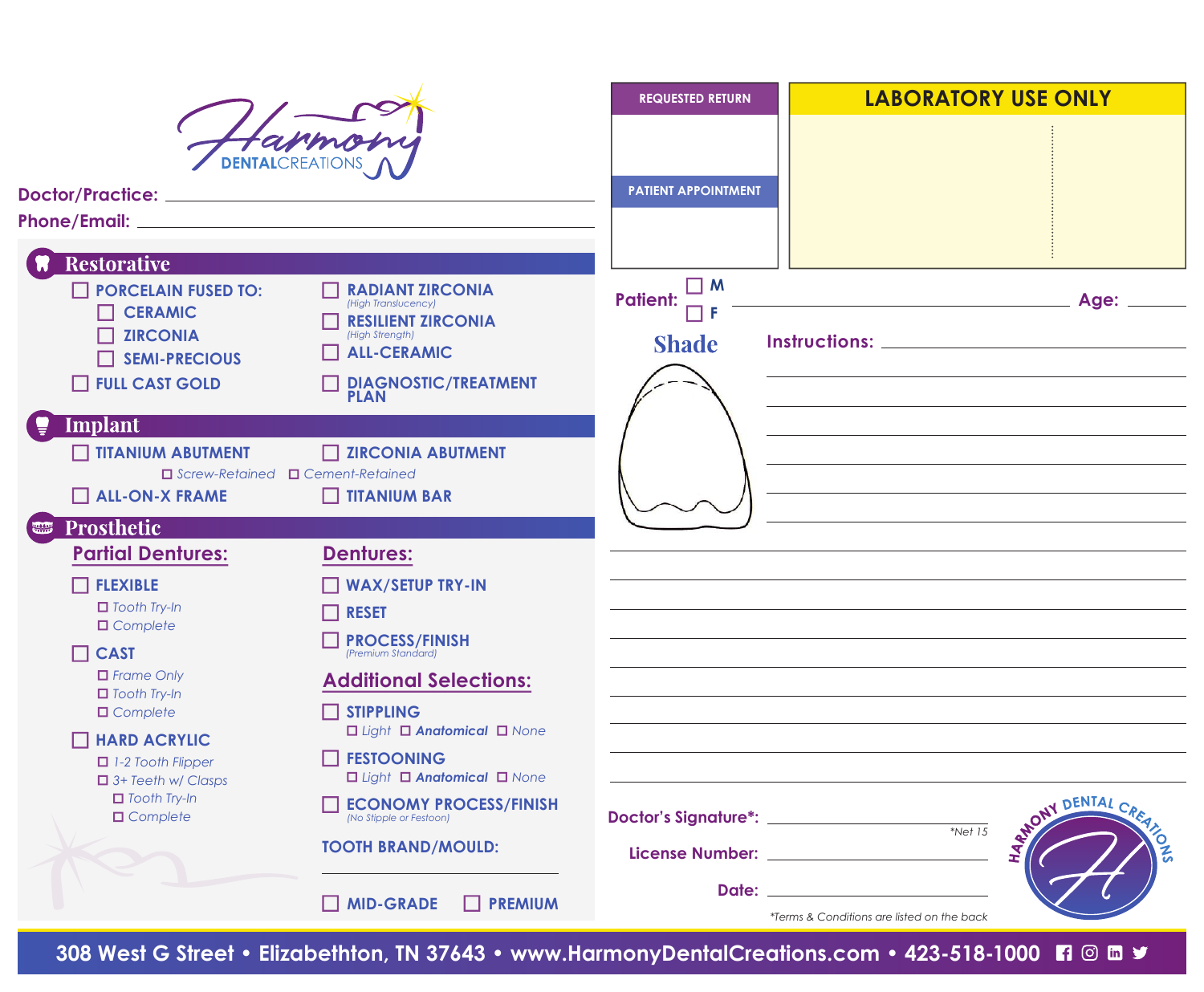# Harmony DENTAL CREATIONS

Doctor/Practice: ______________________

Phone/Email: ______________________

## Restorative

- ☐ PORCELAIN FUSED TO:
  - ☐ CERAMIC
  - ☐ ZIRCONIA
  - ☐ SEMI-PRECIOUS
- ☐ FULL CAST GOLD
- ☐ RADIANT ZIRCONIA *(High Translucency)*
- ☐ RESILIENT ZIRCONIA *(High Strength)*
- ☐ ALL-CERAMIC
- ☐ DIAGNOSTIC/TREATMENT PLAN

## Implant

- ☐ TITANIUM ABUTMENT
- ☐ ZIRCONIA ABUTMENT
  - ☐ *Screw-Retained* ☐ *Cement-Retained*
- ☐ ALL-ON-X FRAME
- ☐ TITANIUM BAR

## Prosthetic

### Partial Dentures:

- ☐ FLEXIBLE
  - ☐ *Tooth Try-In*
  - ☐ *Complete*
- ☐ CAST
  - ☐ *Frame Only*
  - ☐ *Tooth Try-In*
  - ☐ *Complete*
- ☐ HARD ACRYLIC
  - ☐ *1-2 Tooth Flipper*
  - ☐ *3+ Teeth w/ Clasps*
    - ☐ *Tooth Try-In*
    - ☐ *Complete*

### Dentures:

- ☐ WAX/SETUP TRY-IN
- ☐ RESET
- ☐ PROCESS/FINISH *(Premium Standard)*

### Additional Selections:

- ☐ STIPPLING
  - ☐ *Light* ☐ ***Anatomical*** ☐ *None*
- ☐ FESTOONING
  - ☐ *Light* ☐ ***Anatomical*** ☐ *None*
- ☐ ECONOMY PROCESS/FINISH *(No Stipple or Festoon)*

TOOTH BRAND/MOULD: ______________________

☐ MID-GRADE ☐ PREMIUM

---

| REQUESTED RETURN | LABORATORY USE ONLY |
|---|---|
| | |
| PATIENT APPOINTMENT | |
| | |

Patient: ☐ M ☐ F ______________________ Age: ______

**Shade**

Instructions: ______________________

Doctor's Signature*: ______________________ *Net 15

License Number: ______________________

Date: ______________________

*Terms & Conditions are listed on the back*

HARMONY DENTAL CREATIONS

308 West G Street • Elizabethton, TN 37643 • www.HarmonyDentalCreations.com • 423-518-1000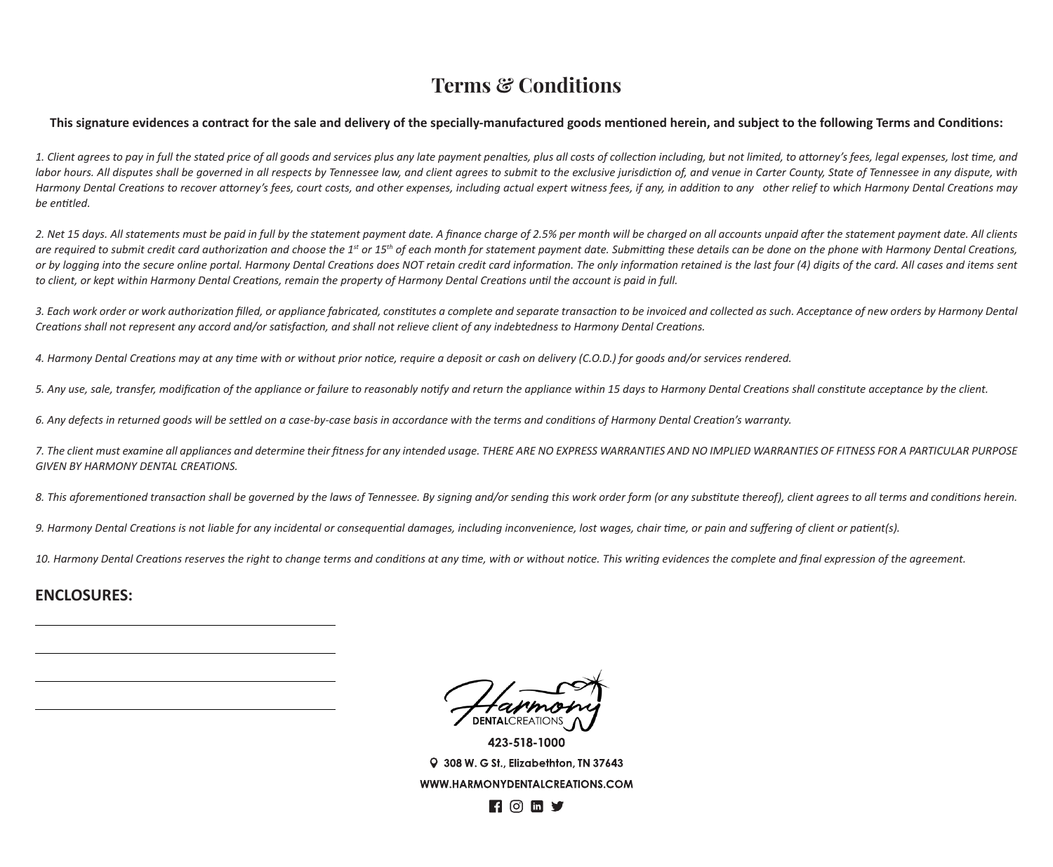# Terms & Conditions

**This signature evidences a contract for the sale and delivery of the specially-manufactured goods mentioned herein, and subject to the following Terms and Conditions:**

*1. Client agrees to pay in full the stated price of all goods and services plus any late payment penalties, plus all costs of collection including, but not limited, to attorney's fees, legal expenses, lost time, and labor hours. All disputes shall be governed in all respects by Tennessee law, and client agrees to submit to the exclusive jurisdiction of, and venue in Carter County, State of Tennessee in any dispute, with Harmony Dental Creations to recover attorney's fees, court costs, and other expenses, including actual expert witness fees, if any, in addition to any other relief to which Harmony Dental Creations may be entitled.*

*2. Net 15 days. All statements must be paid in full by the statement payment date. A finance charge of 2.5% per month will be charged on all accounts unpaid after the statement payment date. All clients are required to submit credit card authorization and choose the 1st or 15th of each month for statement payment date. Submitting these details can be done on the phone with Harmony Dental Creations, or by logging into the secure online portal. Harmony Dental Creations does NOT retain credit card information. The only information retained is the last four (4) digits of the card. All cases and items sent to client, or kept within Harmony Dental Creations, remain the property of Harmony Dental Creations until the account is paid in full.*

*3. Each work order or work authorization filled, or appliance fabricated, constitutes a complete and separate transaction to be invoiced and collected as such. Acceptance of new orders by Harmony Dental Creations shall not represent any accord and/or satisfaction, and shall not relieve client of any indebtedness to Harmony Dental Creations.*

*4. Harmony Dental Creations may at any time with or without prior notice, require a deposit or cash on delivery (C.O.D.) for goods and/or services rendered.*

*5. Any use, sale, transfer, modification of the appliance or failure to reasonably notify and return the appliance within 15 days to Harmony Dental Creations shall constitute acceptance by the client.*

*6. Any defects in returned goods will be settled on a case-by-case basis in accordance with the terms and conditions of Harmony Dental Creation's warranty.*

*7. The client must examine all appliances and determine their fitness for any intended usage. THERE ARE NO EXPRESS WARRANTIES AND NO IMPLIED WARRANTIES OF FITNESS FOR A PARTICULAR PURPOSE GIVEN BY HARMONY DENTAL CREATIONS.*

*8. This aforementioned transaction shall be governed by the laws of Tennessee. By signing and/or sending this work order form (or any substitute thereof), client agrees to all terms and conditions herein.*

*9. Harmony Dental Creations is not liable for any incidental or consequential damages, including inconvenience, lost wages, chair time, or pain and suffering of client or patient(s).*

*10. Harmony Dental Creations reserves the right to change terms and conditions at any time, with or without notice. This writing evidences the complete and final expression of the agreement.*

**ENCLOSURES:**

\_\_\_\_\_\_\_\_\_\_\_\_\_\_\_\_\_\_\_\_\_\_\_\_\_\_\_\_\_\_\_\_

\_\_\_\_\_\_\_\_\_\_\_\_\_\_\_\_\_\_\_\_\_\_\_\_\_\_\_\_\_\_\_\_

\_\_\_\_\_\_\_\_\_\_\_\_\_\_\_\_\_\_\_\_\_\_\_\_\_\_\_\_\_\_\_\_

\_\_\_\_\_\_\_\_\_\_\_\_\_\_\_\_\_\_\_\_\_\_\_\_\_\_\_\_\_\_\_\_

Harmony DENTALCREATIONS

423-518-1000

308 W. G St., Elizabethton, TN 37643

WWW.HARMONYDENTALCREATIONS.COM